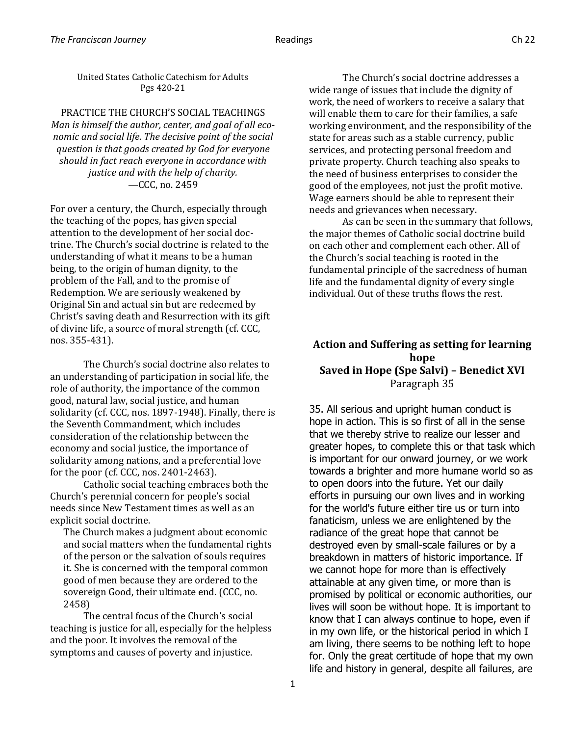United States Catholic Catechism for Adults
Pgs 420-21

PRACTICE THE CHURCH'S SOCIAL TEACHINGS

*Man is himself the author, center, and goal of all economic and social life. The decisive point of the social question is that goods created by God for everyone should in fact reach everyone in accordance with justice and with the help of charity.*
—CCC, no. 2459

For over a century, the Church, especially through the teaching of the popes, has given special attention to the development of her social doctrine. The Church's social doctrine is related to the understanding of what it means to be a human being, to the origin of human dignity, to the problem of the Fall, and to the promise of Redemption. We are seriously weakened by Original Sin and actual sin but are redeemed by Christ's saving death and Resurrection with its gift of divine life, a source of moral strength (cf. CCC, nos. 355-431).

The Church's social doctrine also relates to an understanding of participation in social life, the role of authority, the importance of the common good, natural law, social justice, and human solidarity (cf. CCC, nos. 1897-1948). Finally, there is the Seventh Commandment, which includes consideration of the relationship between the economy and social justice, the importance of solidarity among nations, and a preferential love for the poor (cf. CCC, nos. 2401-2463).

Catholic social teaching embraces both the Church's perennial concern for people's social needs since New Testament times as well as an explicit social doctrine.

> The Church makes a judgment about economic and social matters when the fundamental rights of the person or the salvation of souls requires it. She is concerned with the temporal common good of men because they are ordered to the sovereign Good, their ultimate end. (CCC, no. 2458)

The central focus of the Church's social teaching is justice for all, especially for the helpless and the poor. It involves the removal of the symptoms and causes of poverty and injustice.

The Church's social doctrine addresses a wide range of issues that include the dignity of work, the need of workers to receive a salary that will enable them to care for their families, a safe working environment, and the responsibility of the state for areas such as a stable currency, public services, and protecting personal freedom and private property. Church teaching also speaks to the need of business enterprises to consider the good of the employees, not just the profit motive. Wage earners should be able to represent their needs and grievances when necessary.

As can be seen in the summary that follows, the major themes of Catholic social doctrine build on each other and complement each other. All of the Church's social teaching is rooted in the fundamental principle of the sacredness of human life and the fundamental dignity of every single individual. Out of these truths flows the rest.

## Action and Suffering as setting for learning hope
## Saved in Hope (Spe Salvi) – Benedict XVI

Paragraph 35

35. All serious and upright human conduct is hope in action. This is so first of all in the sense that we thereby strive to realize our lesser and greater hopes, to complete this or that task which is important for our onward journey, or we work towards a brighter and more humane world so as to open doors into the future. Yet our daily efforts in pursuing our own lives and in working for the world's future either tire us or turn into fanaticism, unless we are enlightened by the radiance of the great hope that cannot be destroyed even by small-scale failures or by a breakdown in matters of historic importance. If we cannot hope for more than is effectively attainable at any given time, or more than is promised by political or economic authorities, our lives will soon be without hope. It is important to know that I can always continue to hope, even if in my own life, or the historical period in which I am living, there seems to be nothing left to hope for. Only the great certitude of hope that my own life and history in general, despite all failures, are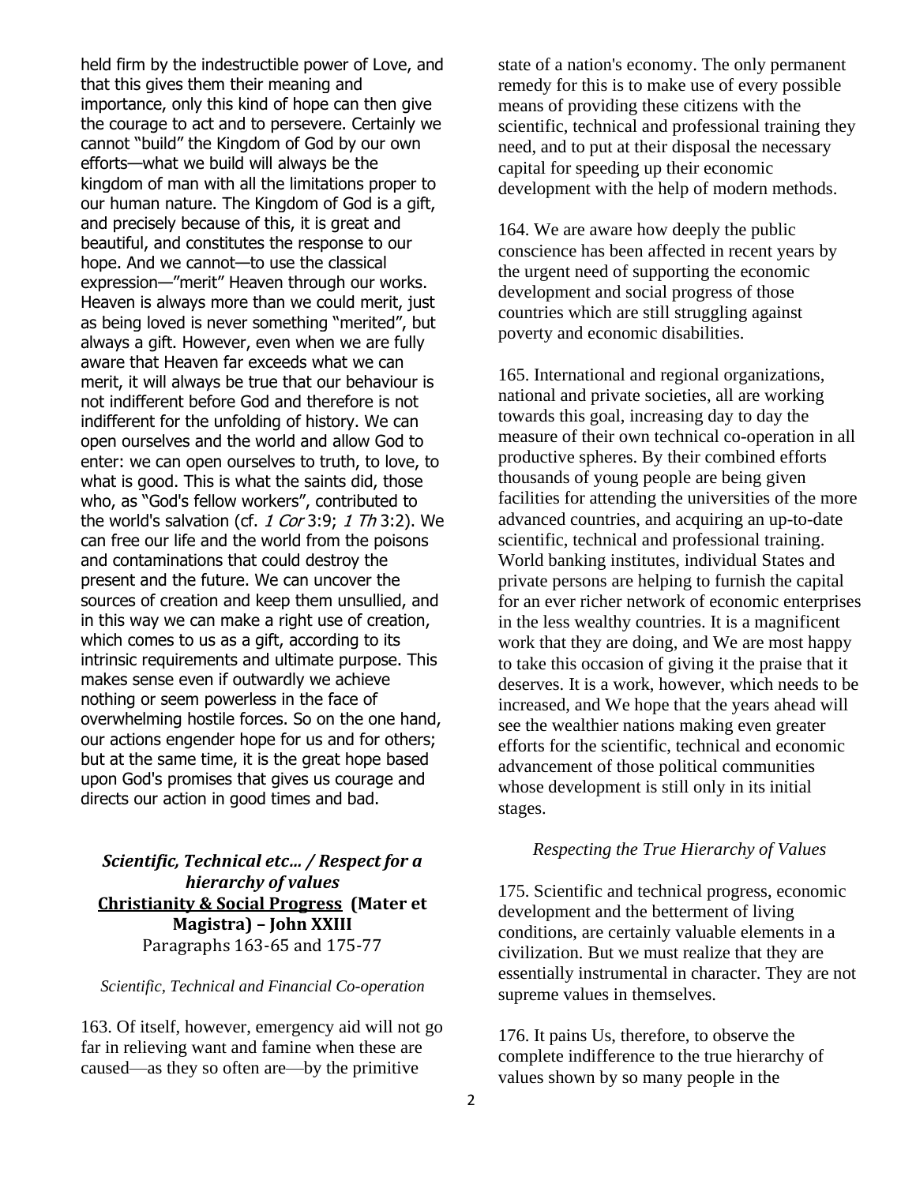held firm by the indestructible power of Love, and that this gives them their meaning and importance, only this kind of hope can then give the courage to act and to persevere. Certainly we cannot "build" the Kingdom of God by our own efforts—what we build will always be the kingdom of man with all the limitations proper to our human nature. The Kingdom of God is a gift, and precisely because of this, it is great and beautiful, and constitutes the response to our hope. And we cannot—to use the classical expression—"merit" Heaven through our works. Heaven is always more than we could merit, just as being loved is never something "merited", but always a gift. However, even when we are fully aware that Heaven far exceeds what we can merit, it will always be true that our behaviour is not indifferent before God and therefore is not indifferent for the unfolding of history. We can open ourselves and the world and allow God to enter: we can open ourselves to truth, to love, to what is good. This is what the saints did, those who, as "God's fellow workers", contributed to the world's salvation (cf. *1 Cor* 3:9; *1 Th* 3:2). We can free our life and the world from the poisons and contaminations that could destroy the present and the future. We can uncover the sources of creation and keep them unsullied, and in this way we can make a right use of creation, which comes to us as a gift, according to its intrinsic requirements and ultimate purpose. This makes sense even if outwardly we achieve nothing or seem powerless in the face of overwhelming hostile forces. So on the one hand, our actions engender hope for us and for others; but at the same time, it is the great hope based upon God's promises that gives us courage and directs our action in good times and bad.

## *Scientific, Technical etc… / Respect for a hierarchy of values*
## **Christianity & Social Progress (Mater et Magistra) – John XXIII**

Paragraphs 163-65 and 175-77

*Scientific, Technical and Financial Co-operation*

163. Of itself, however, emergency aid will not go far in relieving want and famine when these are caused—as they so often are—by the primitive state of a nation's economy. The only permanent remedy for this is to make use of every possible means of providing these citizens with the scientific, technical and professional training they need, and to put at their disposal the necessary capital for speeding up their economic development with the help of modern methods.

164. We are aware how deeply the public conscience has been affected in recent years by the urgent need of supporting the economic development and social progress of those countries which are still struggling against poverty and economic disabilities.

165. International and regional organizations, national and private societies, all are working towards this goal, increasing day to day the measure of their own technical co-operation in all productive spheres. By their combined efforts thousands of young people are being given facilities for attending the universities of the more advanced countries, and acquiring an up-to-date scientific, technical and professional training. World banking institutes, individual States and private persons are helping to furnish the capital for an ever richer network of economic enterprises in the less wealthy countries. It is a magnificent work that they are doing, and We are most happy to take this occasion of giving it the praise that it deserves. It is a work, however, which needs to be increased, and We hope that the years ahead will see the wealthier nations making even greater efforts for the scientific, technical and economic advancement of those political communities whose development is still only in its initial stages.

*Respecting the True Hierarchy of Values*

175. Scientific and technical progress, economic development and the betterment of living conditions, are certainly valuable elements in a civilization. But we must realize that they are essentially instrumental in character. They are not supreme values in themselves.

176. It pains Us, therefore, to observe the complete indifference to the true hierarchy of values shown by so many people in the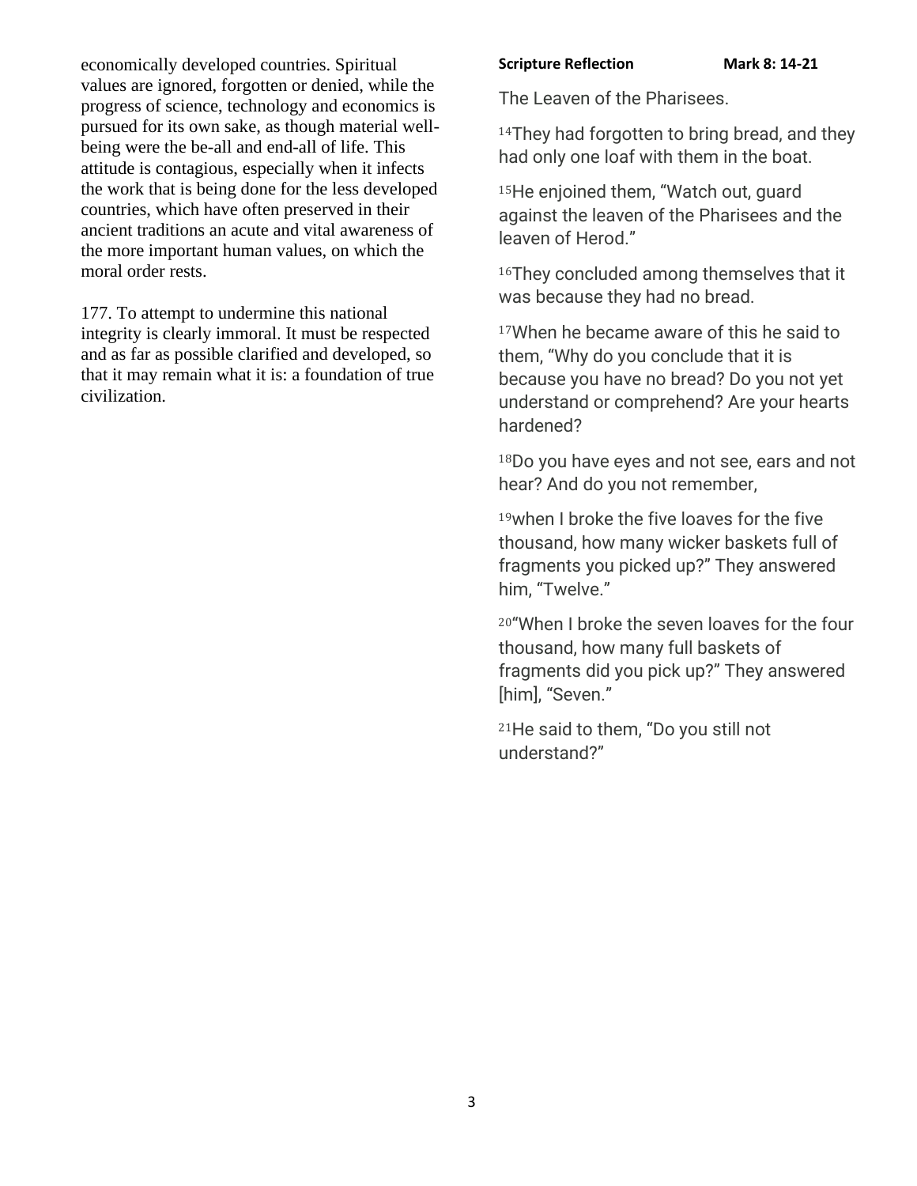economically developed countries. Spiritual values are ignored, forgotten or denied, while the progress of science, technology and economics is pursued for its own sake, as though material well-being were the be-all and end-all of life. This attitude is contagious, especially when it infects the work that is being done for the less developed countries, which have often preserved in their ancient traditions an acute and vital awareness of the more important human values, on which the moral order rests.

177. To attempt to undermine this national integrity is clearly immoral. It must be respected and as far as possible clarified and developed, so that it may remain what it is: a foundation of true civilization.

**Scripture Reflection** **Mark 8: 14-21**

The Leaven of the Pharisees.

[14]They had forgotten to bring bread, and they had only one loaf with them in the boat.

[15]He enjoined them, "Watch out, guard against the leaven of the Pharisees and the leaven of Herod."

[16]They concluded among themselves that it was because they had no bread.

[17]When he became aware of this he said to them, "Why do you conclude that it is because you have no bread? Do you not yet understand or comprehend? Are your hearts hardened?

[18]Do you have eyes and not see, ears and not hear? And do you not remember,

[19]when I broke the five loaves for the five thousand, how many wicker baskets full of fragments you picked up?" They answered him, "Twelve."

[20]"When I broke the seven loaves for the four thousand, how many full baskets of fragments did you pick up?" They answered [him], "Seven."

[21]He said to them, "Do you still not understand?"